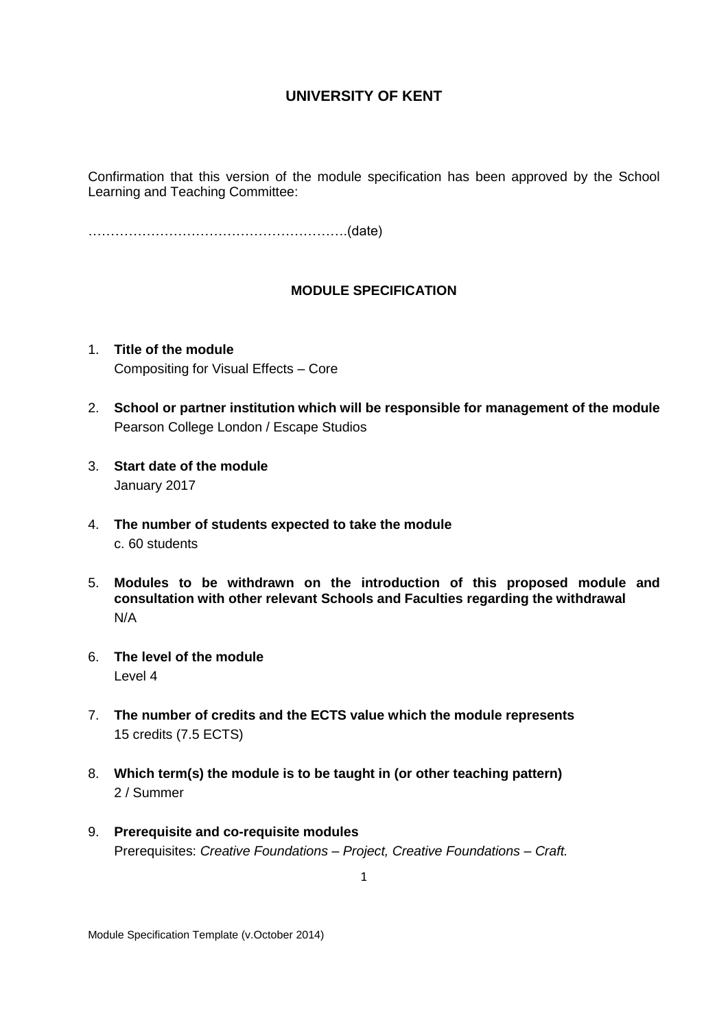# UNIVERSITY OF KENT

Confirmation that this version of the module specification has been approved by the School Learning and Teaching Committee:

…………………………………………………(date)

## MODULE SPECIFICATION

1. **Title of the module**
   Compositing for Visual Effects – Core

2. **School or partner institution which will be responsible for management of the module**
   Pearson College London / Escape Studios

3. **Start date of the module**
   January 2017

4. **The number of students expected to take the module**
   c. 60 students

5. **Modules to be withdrawn on the introduction of this proposed module and consultation with other relevant Schools and Faculties regarding the withdrawal**
   N/A

6. **The level of the module**
   Level 4

7. **The number of credits and the ECTS value which the module represents**
   15 credits (7.5 ECTS)

8. **Which term(s) the module is to be taught in (or other teaching pattern)**
   2 / Summer

9. **Prerequisite and co-requisite modules**
   Prerequisites: *Creative Foundations – Project, Creative Foundations – Craft.*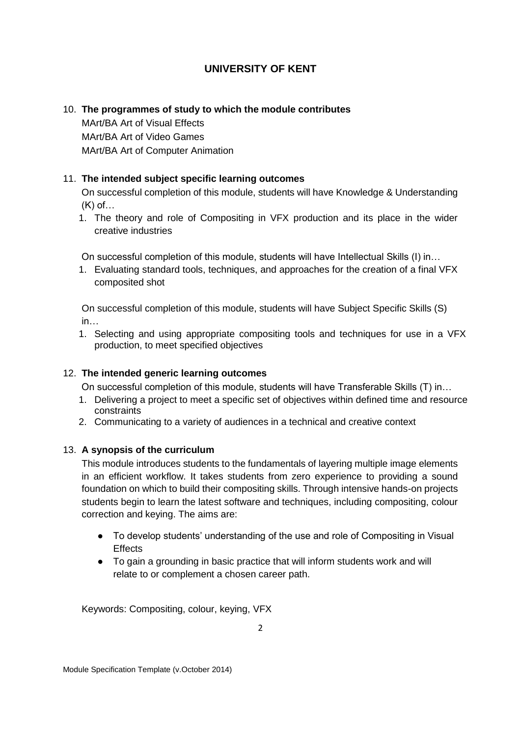# UNIVERSITY OF KENT

10. **The programmes of study to which the module contributes**
    MArt/BA Art of Visual Effects
    MArt/BA Art of Video Games
    MArt/BA Art of Computer Animation

11. **The intended subject specific learning outcomes**
    On successful completion of this module, students will have Knowledge & Understanding (K) of…
    1. The theory and role of Compositing in VFX production and its place in the wider creative industries

    On successful completion of this module, students will have Intellectual Skills (I) in…
    1. Evaluating standard tools, techniques, and approaches for the creation of a final VFX composited shot

    On successful completion of this module, students will have Subject Specific Skills (S) in…
    1. Selecting and using appropriate compositing tools and techniques for use in a VFX production, to meet specified objectives

12. **The intended generic learning outcomes**
    On successful completion of this module, students will have Transferable Skills (T) in…
    1. Delivering a project to meet a specific set of objectives within defined time and resource constraints
    2. Communicating to a variety of audiences in a technical and creative context

13. **A synopsis of the curriculum**
    This module introduces students to the fundamentals of layering multiple image elements in an efficient workflow. It takes students from zero experience to providing a sound foundation on which to build their compositing skills. Through intensive hands-on projects students begin to learn the latest software and techniques, including compositing, colour correction and keying. The aims are:

    - To develop students' understanding of the use and role of Compositing in Visual Effects
    - To gain a grounding in basic practice that will inform students work and will relate to or complement a chosen career path.

    Keywords: Compositing, colour, keying, VFX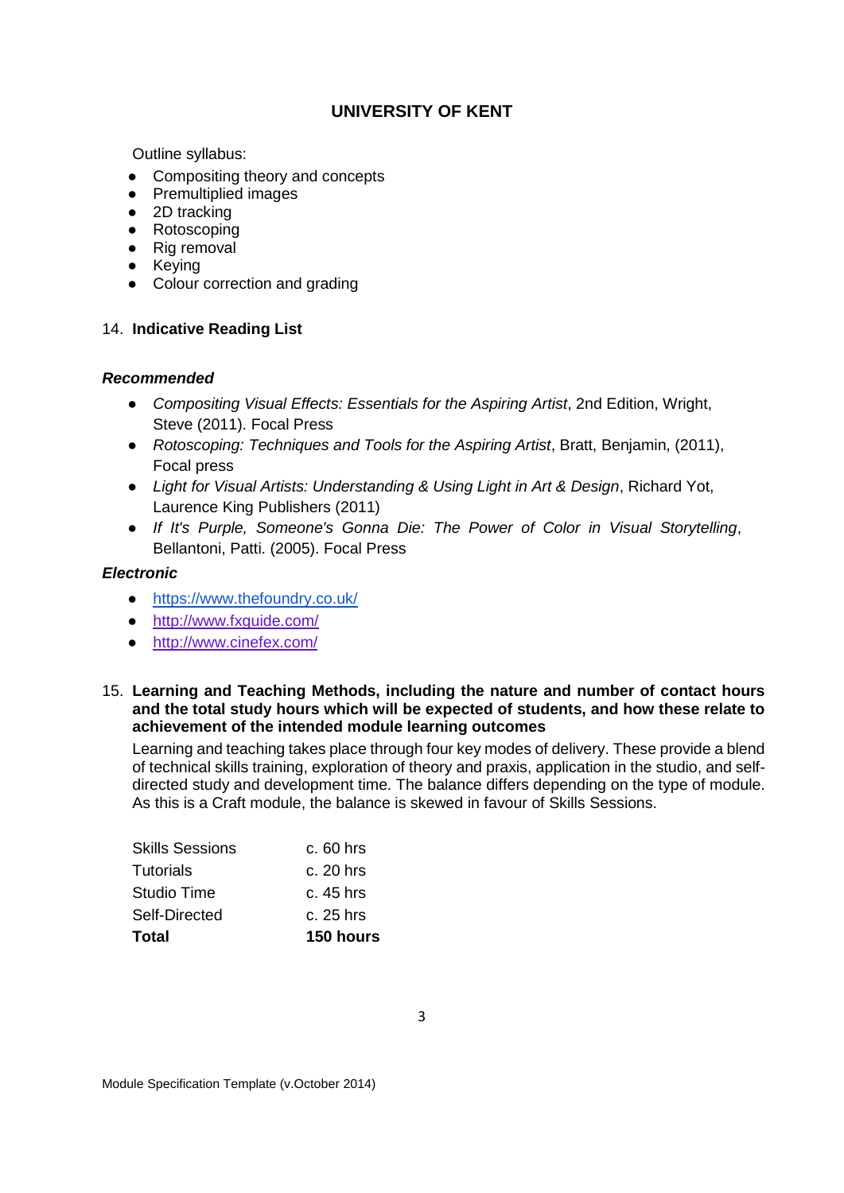**UNIVERSITY OF KENT**

Outline syllabus:

- Compositing theory and concepts
- Premultiplied images
- 2D tracking
- Rotoscoping
- Rig removal
- Keying
- Colour correction and grading

14. **Indicative Reading List**

***Recommended***

- *Compositing Visual Effects: Essentials for the Aspiring Artist*, 2nd Edition, Wright, Steve (2011). Focal Press
- *Rotoscoping: Techniques and Tools for the Aspiring Artist*, Bratt, Benjamin, (2011), Focal press
- *Light for Visual Artists: Understanding & Using Light in Art & Design*, Richard Yot, Laurence King Publishers (2011)
- *If It's Purple, Someone's Gonna Die: The Power of Color in Visual Storytelling*, Bellantoni, Patti. (2005). Focal Press

***Electronic***

- https://www.thefoundry.co.uk/
- http://www.fxguide.com/
- http://www.cinefex.com/

15. **Learning and Teaching Methods, including the nature and number of contact hours and the total study hours which will be expected of students, and how these relate to achievement of the intended module learning outcomes**

Learning and teaching takes place through four key modes of delivery. These provide a blend of technical skills training, exploration of theory and praxis, application in the studio, and self-directed study and development time. The balance differs depending on the type of module. As this is a Craft module, the balance is skewed in favour of Skills Sessions.

| | |
|---|---|
| Skills Sessions | c. 60 hrs |
| Tutorials | c. 20 hrs |
| Studio Time | c. 45 hrs |
| Self-Directed | c. 25 hrs |
| **Total** | **150 hours** |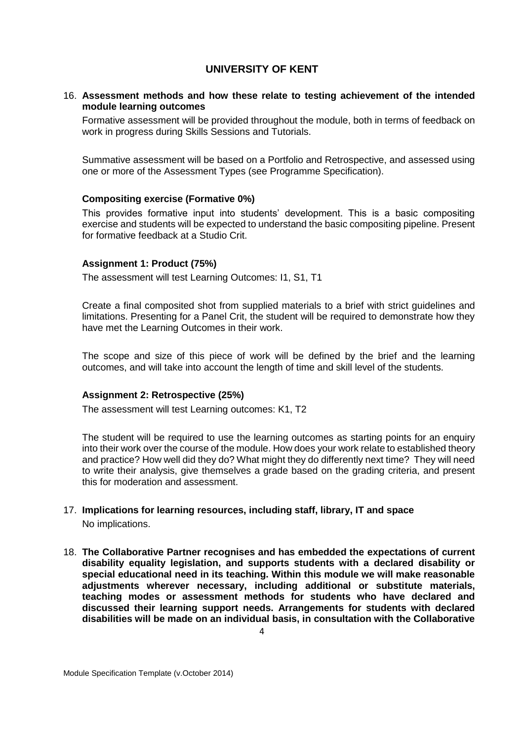16. **Assessment methods and how these relate to testing achievement of the intended module learning outcomes**

Formative assessment will be provided throughout the module, both in terms of feedback on work in progress during Skills Sessions and Tutorials.

Summative assessment will be based on a Portfolio and Retrospective, and assessed using one or more of the Assessment Types (see Programme Specification).

**Compositing exercise (Formative 0%)**

This provides formative input into students' development. This is a basic compositing exercise and students will be expected to understand the basic compositing pipeline. Present for formative feedback at a Studio Crit.

**Assignment 1: Product (75%)**

The assessment will test Learning Outcomes: I1, S1, T1

Create a final composited shot from supplied materials to a brief with strict guidelines and limitations. Presenting for a Panel Crit, the student will be required to demonstrate how they have met the Learning Outcomes in their work.

The scope and size of this piece of work will be defined by the brief and the learning outcomes, and will take into account the length of time and skill level of the students.

**Assignment 2: Retrospective (25%)**

The assessment will test Learning outcomes: K1, T2

The student will be required to use the learning outcomes as starting points for an enquiry into their work over the course of the module. How does your work relate to established theory and practice? How well did they do? What might they do differently next time? They will need to write their analysis, give themselves a grade based on the grading criteria, and present this for moderation and assessment.

17. **Implications for learning resources, including staff, library, IT and space**

No implications.

18. **The Collaborative Partner recognises and has embedded the expectations of current disability equality legislation, and supports students with a declared disability or special educational need in its teaching. Within this module we will make reasonable adjustments wherever necessary, including additional or substitute materials, teaching modes or assessment methods for students who have declared and discussed their learning support needs. Arrangements for students with declared disabilities will be made on an individual basis, in consultation with the Collaborative**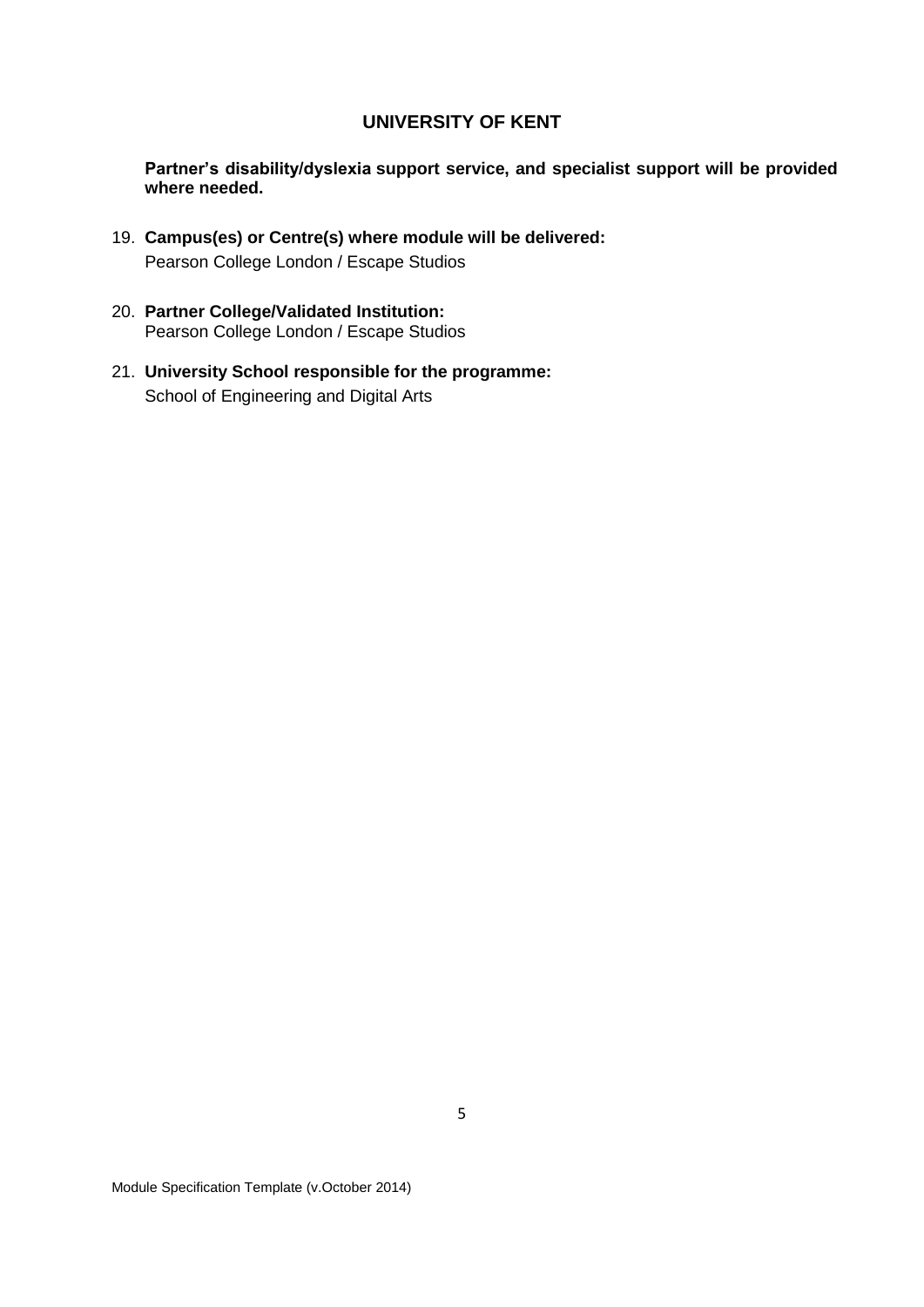**Partner's disability/dyslexia support service, and specialist support will be provided where needed.**

19. **Campus(es) or Centre(s) where module will be delivered:**
    Pearson College London / Escape Studios

20. **Partner College/Validated Institution:**
    Pearson College London / Escape Studios

21. **University School responsible for the programme:**
    School of Engineering and Digital Arts